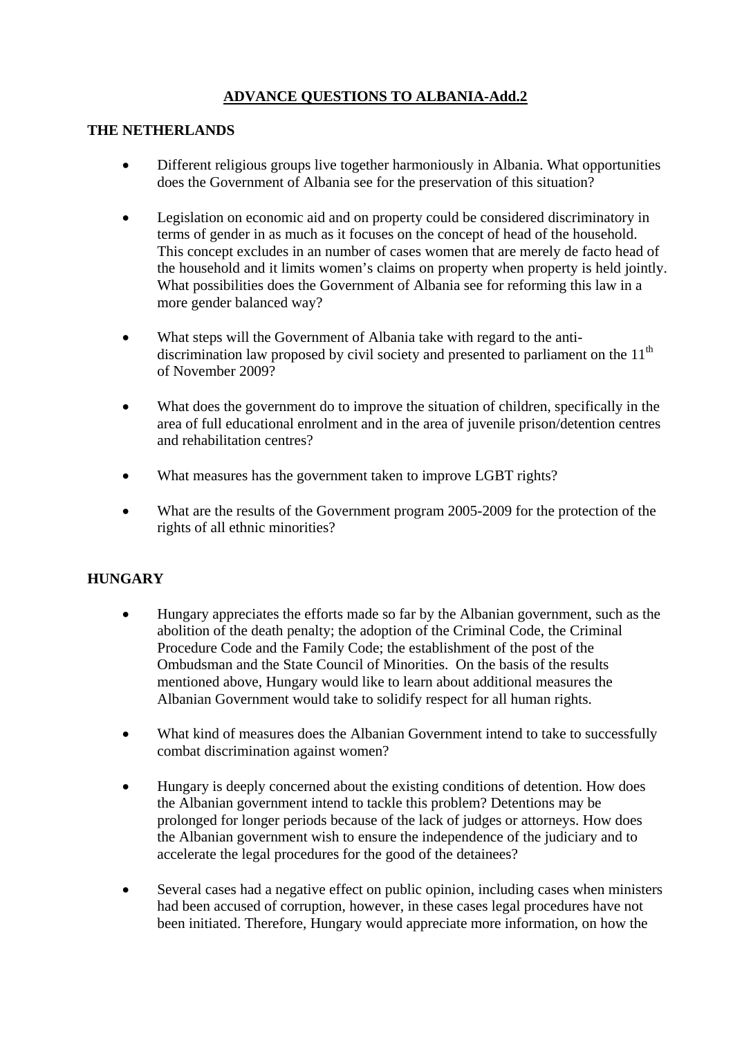# ADVANCE QUESTIONS TO ALBANIA-Add.2

## THE NETHERLANDS

- Different religious groups live together harmoniously in Albania. What opportunities does the Government of Albania see for the preservation of this situation?

- Legislation on economic aid and on property could be considered discriminatory in terms of gender in as much as it focuses on the concept of head of the household. This concept excludes in an number of cases women that are merely de facto head of the household and it limits women's claims on property when property is held jointly. What possibilities does the Government of Albania see for reforming this law in a more gender balanced way?

- What steps will the Government of Albania take with regard to the anti-discrimination law proposed by civil society and presented to parliament on the 11th of November 2009?

- What does the government do to improve the situation of children, specifically in the area of full educational enrolment and in the area of juvenile prison/detention centres and rehabilitation centres?

- What measures has the government taken to improve LGBT rights?

- What are the results of the Government program 2005-2009 for the protection of the rights of all ethnic minorities?

## HUNGARY

- Hungary appreciates the efforts made so far by the Albanian government, such as the abolition of the death penalty; the adoption of the Criminal Code, the Criminal Procedure Code and the Family Code; the establishment of the post of the Ombudsman and the State Council of Minorities. On the basis of the results mentioned above, Hungary would like to learn about additional measures the Albanian Government would take to solidify respect for all human rights.

- What kind of measures does the Albanian Government intend to take to successfully combat discrimination against women?

- Hungary is deeply concerned about the existing conditions of detention. How does the Albanian government intend to tackle this problem? Detentions may be prolonged for longer periods because of the lack of judges or attorneys. How does the Albanian government wish to ensure the independence of the judiciary and to accelerate the legal procedures for the good of the detainees?

- Several cases had a negative effect on public opinion, including cases when ministers had been accused of corruption, however, in these cases legal procedures have not been initiated. Therefore, Hungary would appreciate more information, on how the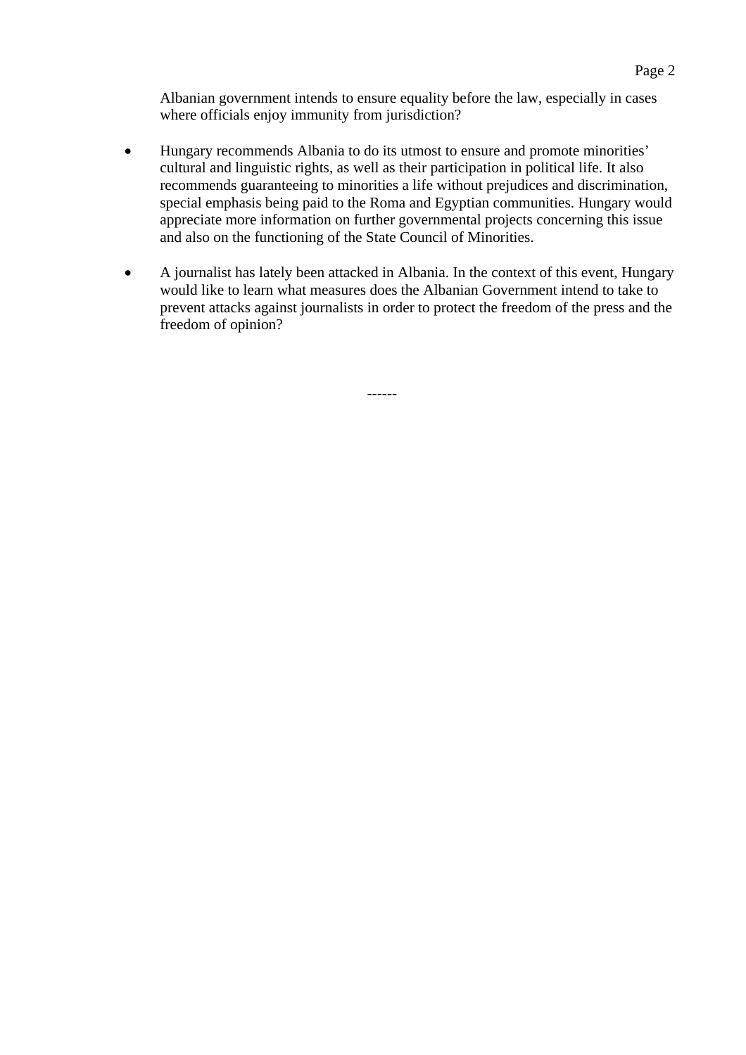Albanian government intends to ensure equality before the law, especially in cases where officials enjoy immunity from jurisdiction?

- Hungary recommends Albania to do its utmost to ensure and promote minorities' cultural and linguistic rights, as well as their participation in political life. It also recommends guaranteeing to minorities a life without prejudices and discrimination, special emphasis being paid to the Roma and Egyptian communities. Hungary would appreciate more information on further governmental projects concerning this issue and also on the functioning of the State Council of Minorities.

- A journalist has lately been attacked in Albania. In the context of this event, Hungary would like to learn what measures does the Albanian Government intend to take to prevent attacks against journalists in order to protect the freedom of the press and the freedom of opinion?

------